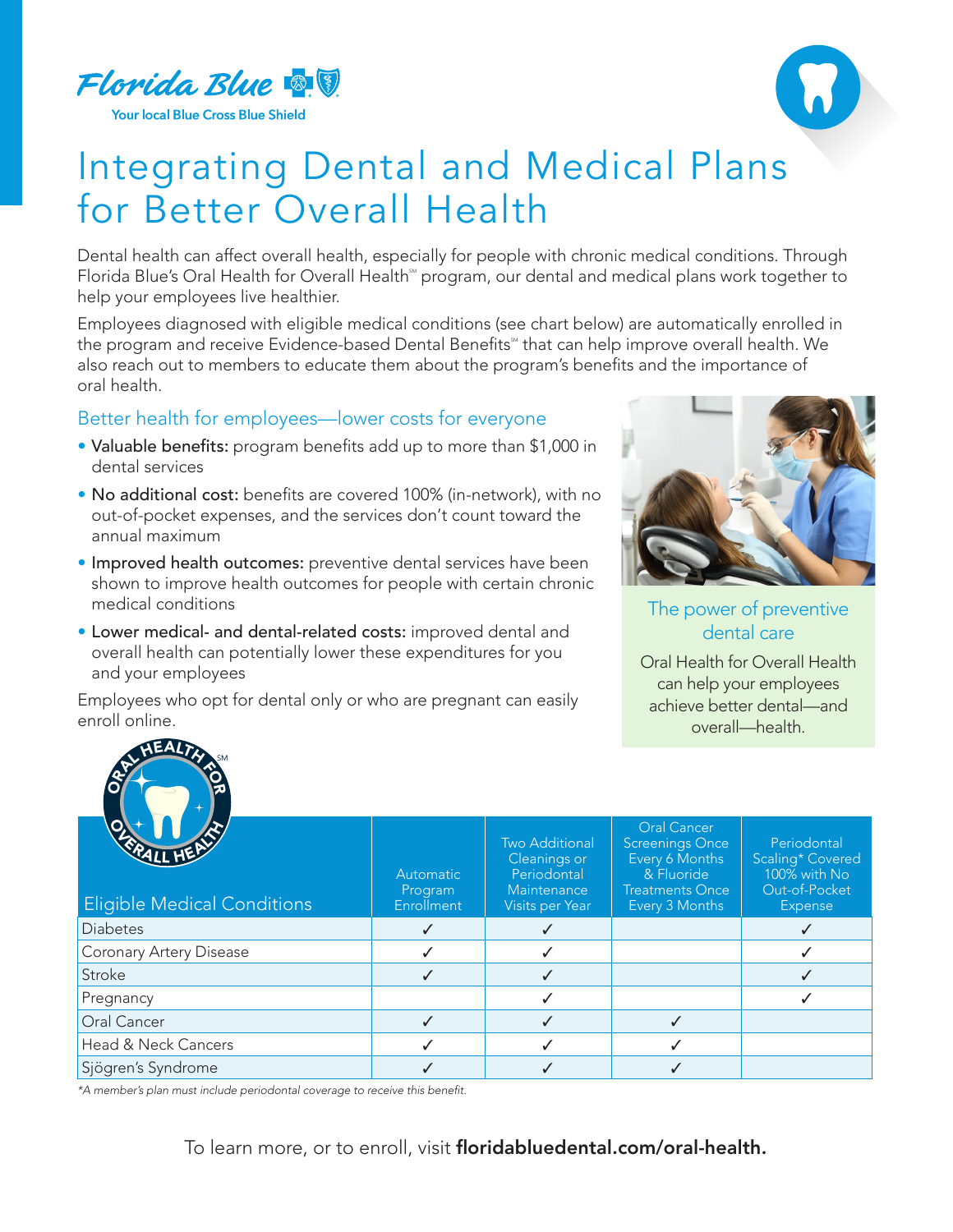Florida Blue

Your local Blue Cross Blue Shield

# Integrating Dental and Medical Plans for Better Overall Health

Dental health can affect overall health, especially for people with chronic medical conditions. Through Florida Blue's Oral Health for Overall Health℠ program, our dental and medical plans work together to help your employees live healthier.

Employees diagnosed with eligible medical conditions (see chart below) are automatically enrolled in the program and receive Evidence-based Dental Benefits℠ that can help improve overall health. We also reach out to members to educate them about the program's benefits and the importance of oral health.

## Better health for employees—lower costs for everyone

- **Valuable benefits:** program benefits add up to more than $1,000 in dental services
- **No additional cost:** benefits are covered 100% (in-network), with no out-of-pocket expenses, and the services don't count toward the annual maximum
- **Improved health outcomes:** preventive dental services have been shown to improve health outcomes for people with certain chronic medical conditions
- **Lower medical- and dental-related costs:** improved dental and overall health can potentially lower these expenditures for you and your employees

Employees who opt for dental only or who are pregnant can easily enroll online.

### The power of preventive dental care

Oral Health for Overall Health can help your employees achieve better dental—and overall—health.

ORAL HEALTH FOR OVERALL HEALTH℠

| Eligible Medical Conditions | Automatic Program Enrollment | Two Additional Cleanings or Periodontal Maintenance Visits per Year | Oral Cancer Screenings Once Every 6 Months & Fluoride Treatments Once Every 3 Months | Periodontal Scaling* Covered 100% with No Out-of-Pocket Expense |
|---|---|---|---|---|
| Diabetes | ✓ | ✓ | | ✓ |
| Coronary Artery Disease | ✓ | ✓ | | ✓ |
| Stroke | ✓ | ✓ | | ✓ |
| Pregnancy | | ✓ | | ✓ |
| Oral Cancer | ✓ | ✓ | ✓ | |
| Head & Neck Cancers | ✓ | ✓ | ✓ | |
| Sjögren's Syndrome | ✓ | ✓ | ✓ | |

*\*A member's plan must include periodontal coverage to receive this benefit.*

To learn more, or to enroll, visit **floridabluedental.com/oral-health.**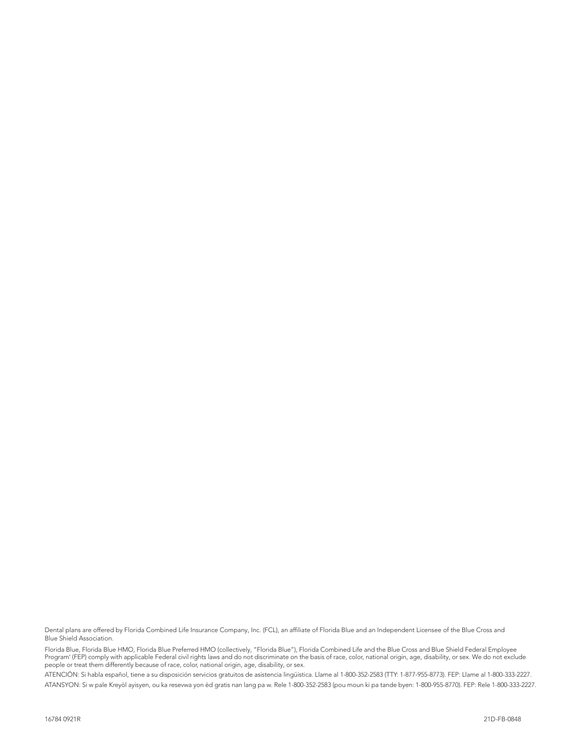Dental plans are offered by Florida Combined Life Insurance Company, Inc. (FCL), an affiliate of Florida Blue and an Independent Licensee of the Blue Cross and Blue Shield Association.

Florida Blue, Florida Blue HMO, Florida Blue Preferred HMO (collectively, "Florida Blue"), Florida Combined Life and the Blue Cross and Blue Shield Federal Employee Program® (FEP) comply with applicable Federal civil rights laws and do not discriminate on the basis of race, color, national origin, age, disability, or sex. We do not exclude people or treat them differently because of race, color, national origin, age, disability, or sex.

ATENCIÓN: Si habla español, tiene a su disposición servicios gratuitos de asistencia lingüística. Llame al 1-800-352-2583 (TTY: 1-877-955-8773). FEP: Llame al 1-800-333-2227.

ATANSYON: Si w pale Kreyòl ayisyen, ou ka resevwa yon èd gratis nan lang pa w. Rele 1-800-352-2583 (pou moun ki pa tande byen: 1-800-955-8770). FEP: Rele 1-800-333-2227.

16784 0921R

21D-FB-0848